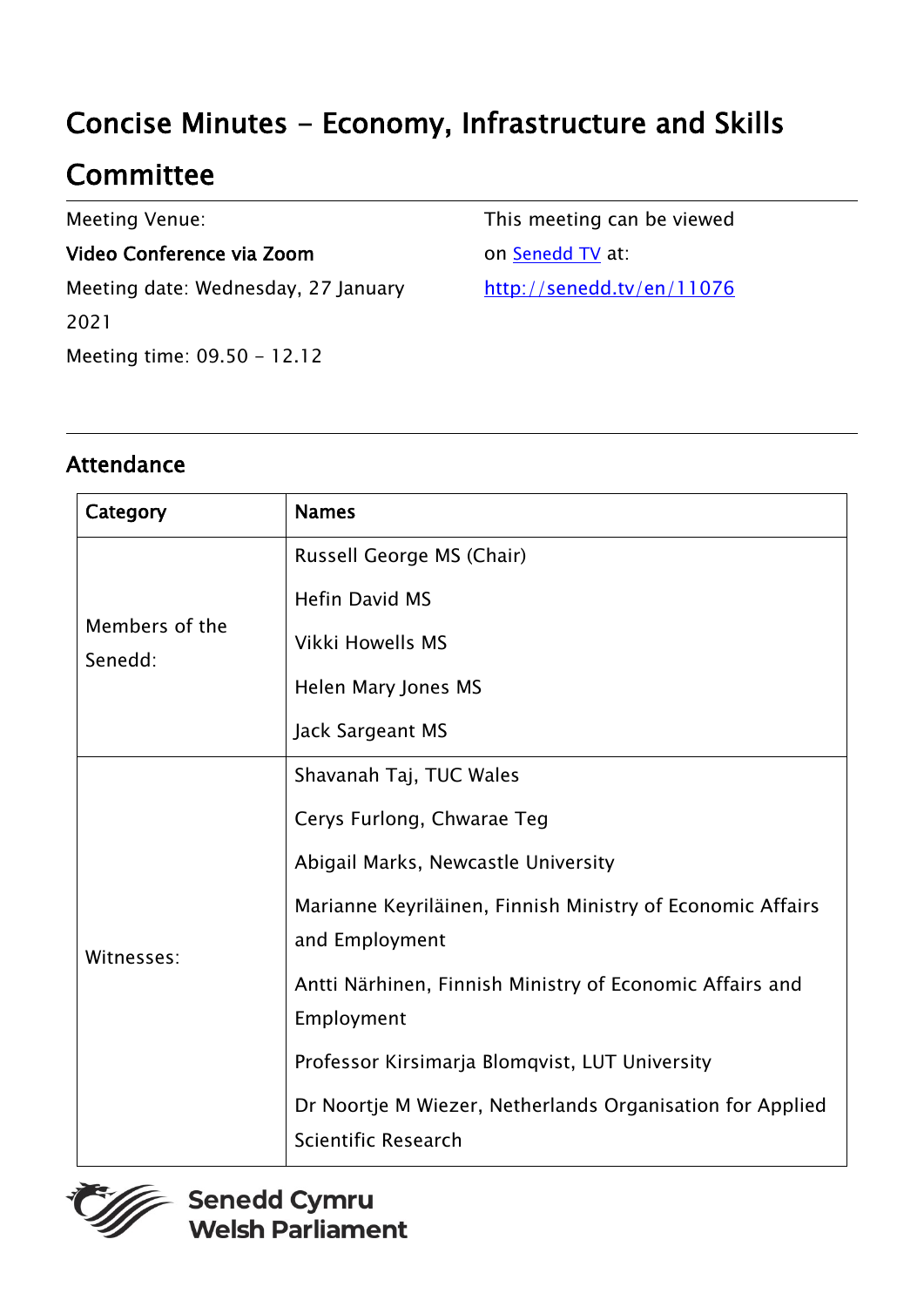# Concise Minutes - Economy, Infrastructure and Skills Committee

Meeting Venue:

**Video Conference via Zoom**

Meeting date: Wednesday, 27 January 2021

Meeting time: 09.50 - 12.12

This meeting can be viewed on [Senedd TV](http://senedd.tv/en/11076) at:

http://senedd.tv/en/11076

## Attendance

| Category | Names |
|---|---|
| Members of the Senedd: | Russell George MS (Chair)<br>Hefin David MS<br>Vikki Howells MS<br>Helen Mary Jones MS<br>Jack Sargeant MS |
| Witnesses: | Shavanah Taj, TUC Wales<br>Cerys Furlong, Chwarae Teg<br>Abigail Marks, Newcastle University<br>Marianne Keyriläinen, Finnish Ministry of Economic Affairs and Employment<br>Antti Närhinen, Finnish Ministry of Economic Affairs and Employment<br>Professor Kirsimarja Blomqvist, LUT University<br>Dr Noortje M Wiezer, Netherlands Organisation for Applied Scientific Research |

**Senedd Cymru**
**Welsh Parliament**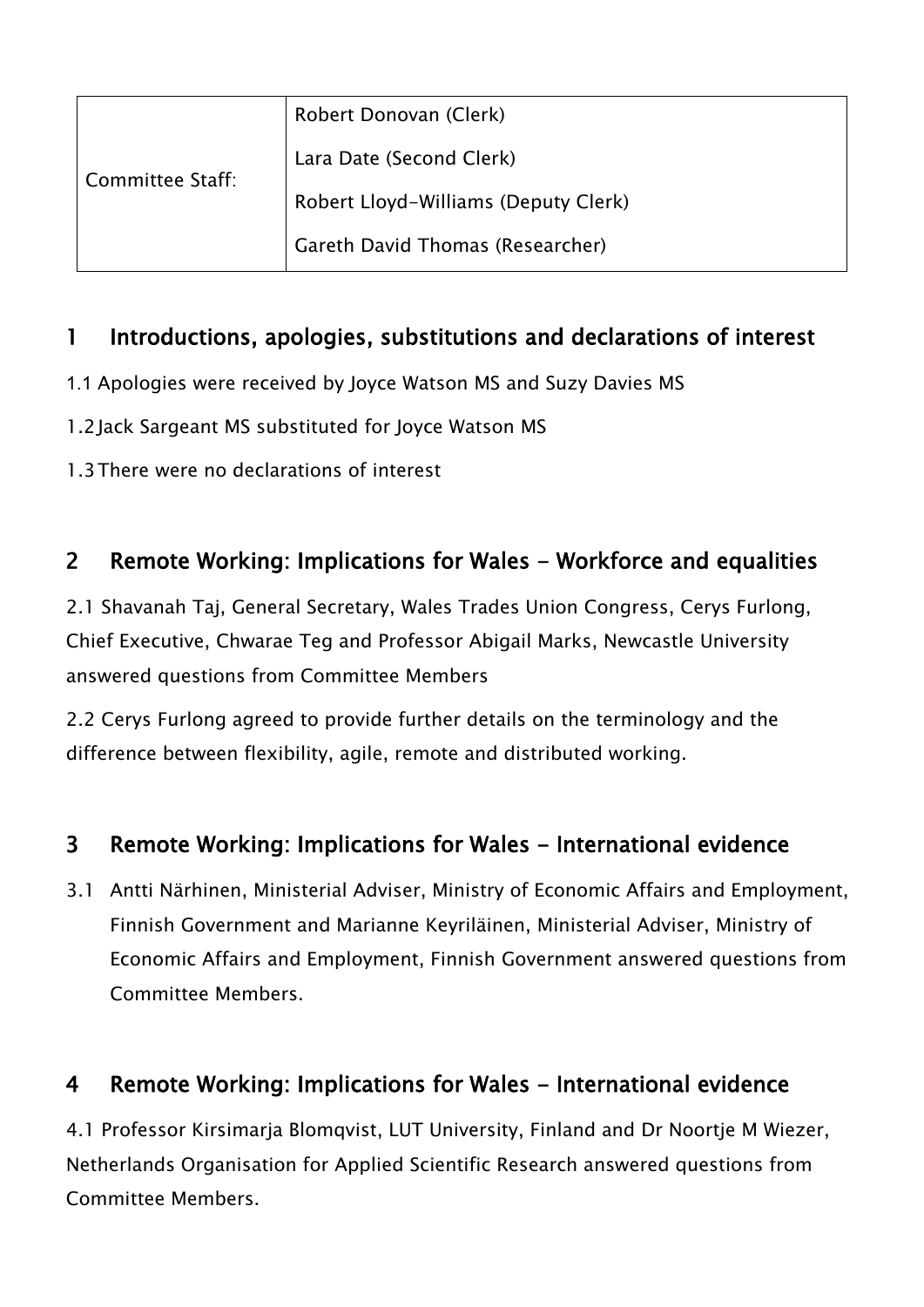| Committee Staff: | Robert Donovan (Clerk)<br>Lara Date (Second Clerk)<br>Robert Lloyd-Williams (Deputy Clerk)<br>Gareth David Thomas (Researcher) |
|---|---|

## 1 Introductions, apologies, substitutions and declarations of interest

1.1 Apologies were received by Joyce Watson MS and Suzy Davies MS

1.2 Jack Sargeant MS substituted for Joyce Watson MS

1.3 There were no declarations of interest

## 2 Remote Working: Implications for Wales - Workforce and equalities

2.1 Shavanah Taj, General Secretary, Wales Trades Union Congress, Cerys Furlong, Chief Executive, Chwarae Teg and Professor Abigail Marks, Newcastle University answered questions from Committee Members

2.2 Cerys Furlong agreed to provide further details on the terminology and the difference between flexibility, agile, remote and distributed working.

## 3 Remote Working: Implications for Wales - International evidence

3.1 Antti Närhinen, Ministerial Adviser, Ministry of Economic Affairs and Employment, Finnish Government and Marianne Keyriläinen, Ministerial Adviser, Ministry of Economic Affairs and Employment, Finnish Government answered questions from Committee Members.

## 4 Remote Working: Implications for Wales - International evidence

4.1 Professor Kirsimarja Blomqvist, LUT University, Finland and Dr Noortje M Wiezer, Netherlands Organisation for Applied Scientific Research answered questions from Committee Members.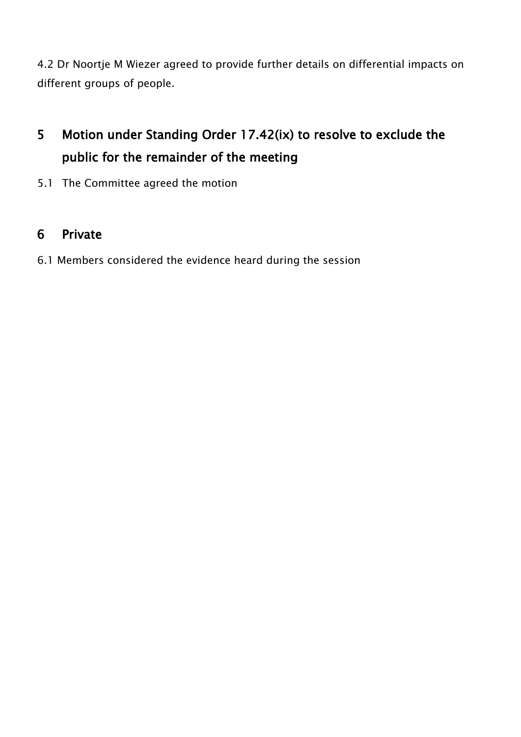4.2 Dr Noortje M Wiezer agreed to provide further details on differential impacts on different groups of people.

## 5 Motion under Standing Order 17.42(ix) to resolve to exclude the public for the remainder of the meeting

5.1 The Committee agreed the motion

## 6 Private

6.1 Members considered the evidence heard during the session